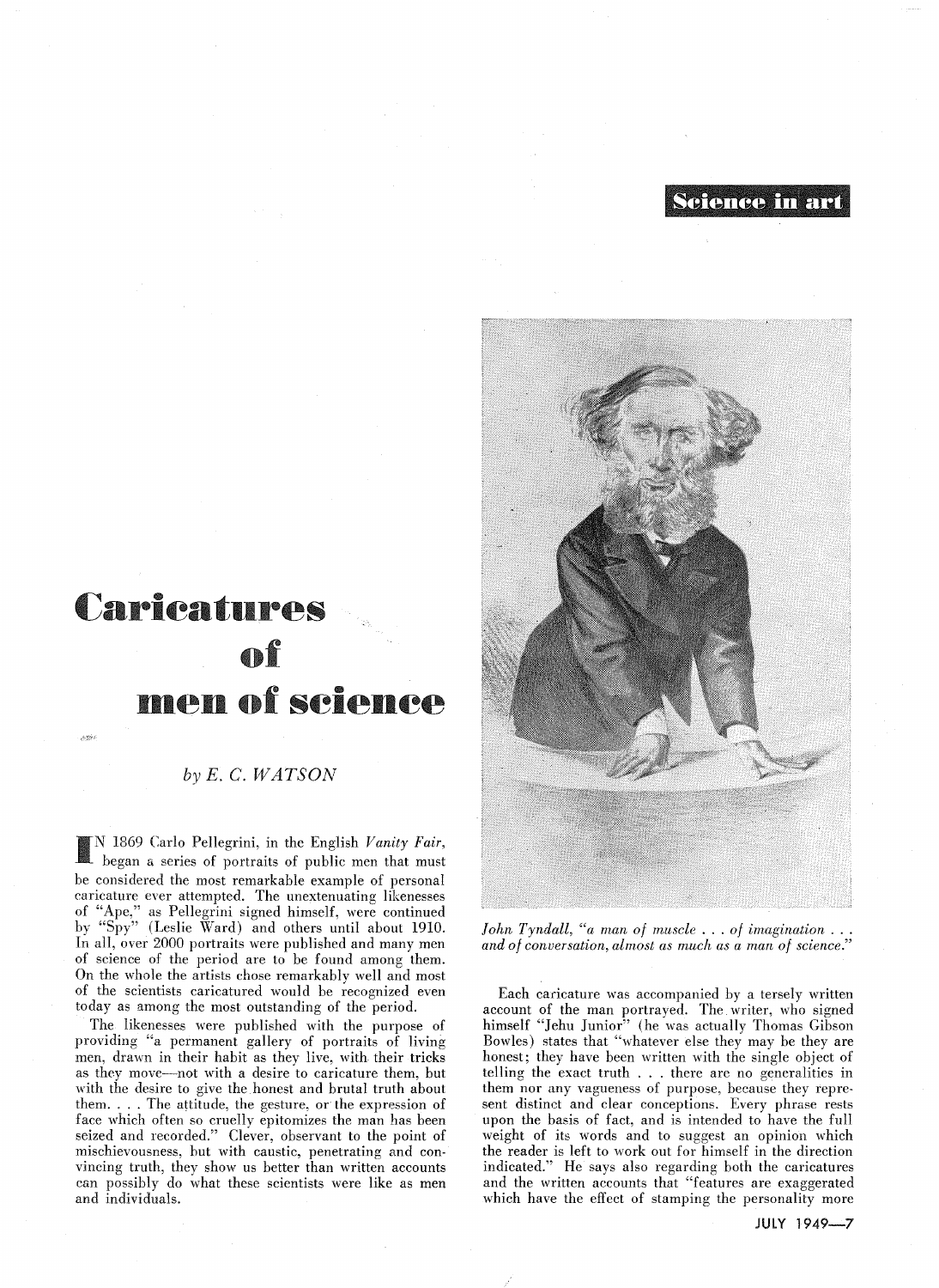Science in art

# Caricatures of men of science

*by E. C. WATSON*

IN 1869 Carlo Pellegrini, in the English *Vanity Fair*, began a series of portraits of public men that must be considered the most remarkable example of personal caricature ever attempted. The unextenuating likenesses of "Ape," as Pellegrini signed himself, were continued by "Spy" (Leslie Ward) and others until about 1910. In all, over 2000 portraits were published and many men of science of the period are to be found among them. On the whole the artists chose remarkably well and most of the scientists caricatured would be recognized even today as among the most outstanding of the period.

The likenesses were published with the purpose of providing "a permanent gallery of portraits of living men, drawn in their habit as they live, with their tricks as they move—not with a desire to caricature them, but with the desire to give the honest and brutal truth about them. . . . The attitude, the gesture, or the expression of face which often so cruelly epitomizes the man has been seized and recorded." Clever, observant to the point of mischievousness, but with caustic, penetrating and convincing truth, they show us better than written accounts can possibly do what these scientists were like as men and individuals.

*John Tyndall, "a man of muscle . . . of imagination . . . and of conversation, almost as much as a man of science."*

Each caricature was accompanied by a tersely written account of the man portrayed. The writer, who signed himself "Jehu Junior" (he was actually Thomas Gibson Bowles) states that "whatever else they may be they are honest; they have been written with the single object of telling the exact truth . . . there are no generalities in them nor any vagueness of purpose, because they represent distinct and clear conceptions. Every phrase rests upon the basis of fact, and is intended to have the full weight of its words and to suggest an opinion which the reader is left to work out for himself in the direction indicated." He says also regarding both the caricatures and the written accounts that "features are exaggerated which have the effect of stamping the personality more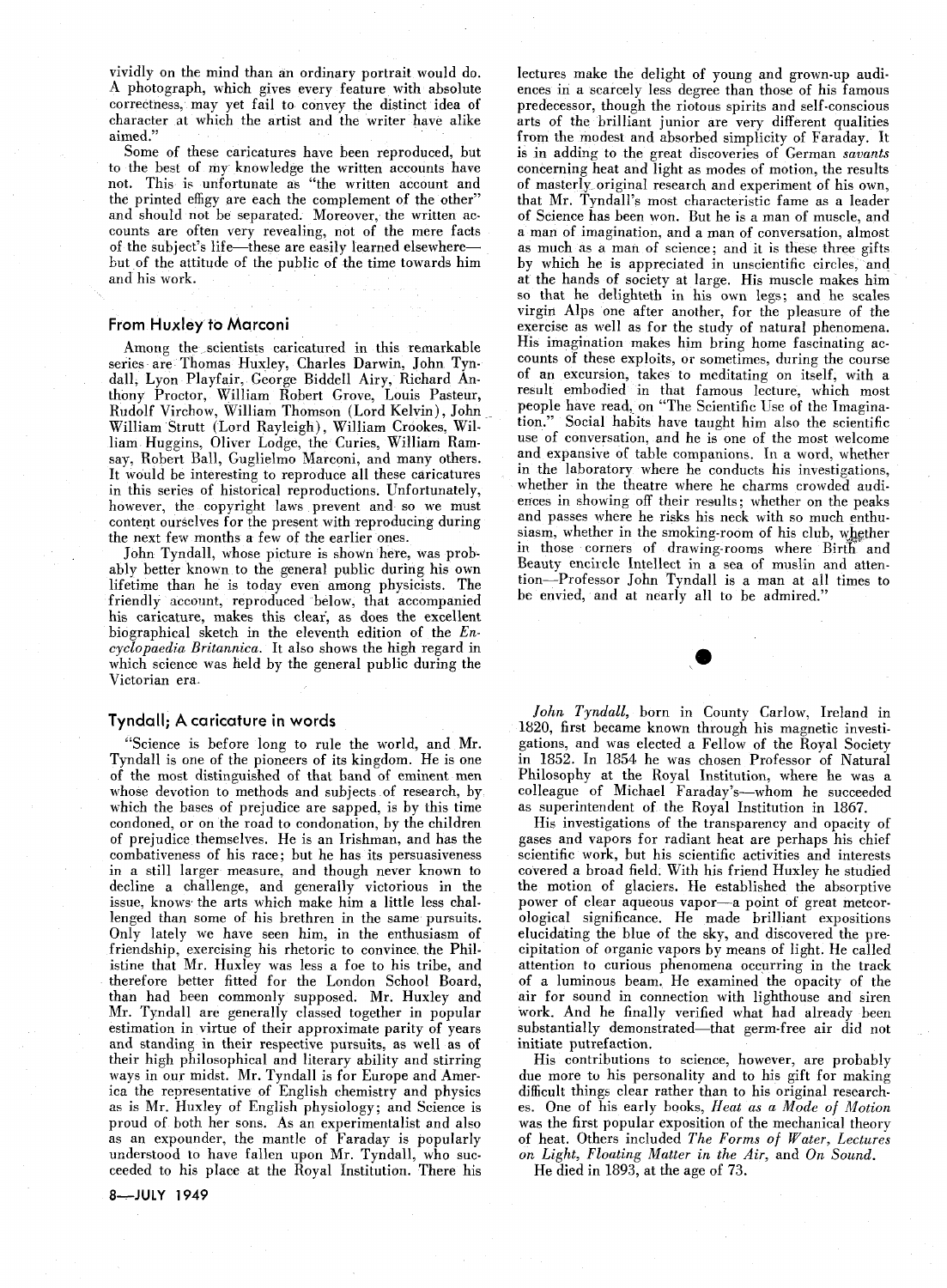vividly on the mind than an ordinary portrait would do. A photograph, which gives every feature with absolute correctness, may yet fail to convey the distinct idea of character at which the artist and the writer have alike aimed."

Some of these caricatures have been reproduced, but to the best of my knowledge the written accounts have not. This is unfortunate as "the written account and the printed effigy are each the complement of the other" and should not be separated. Moreover, the written accounts are often very revealing, not of the mere facts of the subject's life—these are easily learned elsewhere—but of the attitude of the public of the time towards him and his work.

## From Huxley to Marconi

Among the scientists caricatured in this remarkable series are Thomas Huxley, Charles Darwin, John Tyndall, Lyon Playfair, George Biddell Airy, Richard Anthony Proctor, William Robert Grove, Louis Pasteur, Rudolf Virchow, William Thomson (Lord Kelvin), John William Strutt (Lord Rayleigh), William Crookes, William Huggins, Oliver Lodge, the Curies, William Ramsay, Robert Ball, Guglielmo Marconi, and many others. It would be interesting to reproduce all these caricatures in this series of historical reproductions. Unfortunately, however, the copyright laws prevent and so we must content ourselves for the present with reproducing during the next few months a few of the earlier ones.

John Tyndall, whose picture is shown here, was probably better known to the general public during his own lifetime than he is today even among physicists. The friendly account, reproduced below, that accompanied his caricature, makes this clear, as does the excellent biographical sketch in the eleventh edition of the *Encyclopaedia Britannica*. It also shows the high regard in which science was held by the general public during the Victorian era.

## Tyndall; A caricature in words

"Science is before long to rule the world, and Mr. Tyndall is one of the pioneers of its kingdom. He is one of the most distinguished of that band of eminent men whose devotion to methods and subjects of research, by which the bases of prejudice are sapped, is by this time condoned, or on the road to condonation, by the children of prejudice themselves. He is an Irishman, and has the combativeness of his race; but he has its persuasiveness in a still larger measure, and though never known to decline a challenge, and generally victorious in the issue, knows the arts which make him a little less challenged than some of his brethren in the same pursuits. Only lately we have seen him, in the enthusiasm of friendship, exercising his rhetoric to convince the Philistine that Mr. Huxley was less a foe to his tribe, and therefore better fitted for the London School Board, than had been commonly supposed. Mr. Huxley and Mr. Tyndall are generally classed together in popular estimation in virtue of their approximate parity of years and standing in their respective pursuits, as well as of their high philosophical and literary ability and stirring ways in our midst. Mr. Tyndall is for Europe and America the representative of English chemistry and physics as is Mr. Huxley of English physiology; and Science is proud of both her sons. As an experimentalist and also as an expounder, the mantle of Faraday is popularly understood to have fallen upon Mr. Tyndall, who succeeded to his place at the Royal Institution. There his lectures make the delight of young and grown-up audiences in a scarcely less degree than those of his famous predecessor, though the riotous spirits and self-conscious arts of the brilliant junior are very different qualities from the modest and absorbed simplicity of Faraday. It is in adding to the great discoveries of German *savants* concerning heat and light as modes of motion, the results of masterly original research and experiment of his own, that Mr. Tyndall's most characteristic fame as a leader of Science has been won. But he is a man of muscle, and a man of imagination, and a man of conversation, almost as much as a man of science; and it is these three gifts by which he is appreciated in unscientific circles, and at the hands of society at large. His muscle makes him so that he delighteth in his own legs; and he scales virgin Alps one after another, for the pleasure of the exercise as well as for the study of natural phenomena. His imagination makes him bring home fascinating accounts of these exploits, or sometimes, during the course of an excursion, takes to meditating on itself, with a result embodied in that famous lecture, which most people have read, on "The Scientific Use of the Imagination." Social habits have taught him also the scientific use of conversation, and he is one of the most welcome and expansive of table companions. In a word, whether in the laboratory where he conducts his investigations, whether in the theatre where he charms crowded audiences in showing off their results; whether on the peaks and passes where he risks his neck with so much enthusiasm, whether in the smoking-room of his club, whether in those corners of drawing-rooms where Birth and Beauty encircle Intellect in a sea of muslin and attention—Professor John Tyndall is a man at all times to be envied, and at nearly all to be admired."

*John Tyndall*, born in County Carlow, Ireland in 1820, first became known through his magnetic investigations, and was elected a Fellow of the Royal Society in 1852. In 1854 he was chosen Professor of Natural Philosophy at the Royal Institution, where he was a colleague of Michael Faraday's—whom he succeeded as superintendent of the Royal Institution in 1867.

His investigations of the transparency and opacity of gases and vapors for radiant heat are perhaps his chief scientific work, but his scientific activities and interests covered a broad field. With his friend Huxley he studied the motion of glaciers. He established the absorptive power of clear aqueous vapor—a point of great meteorological significance. He made brilliant expositions elucidating the blue of the sky, and discovered the precipitation of organic vapors by means of light. He called attention to curious phenomena occurring in the track of a luminous beam. He examined the opacity of the air for sound in connection with lighthouse and siren work. And he finally verified what had already been substantially demonstrated—that germ-free air did not initiate putrefaction.

His contributions to science, however, are probably due more to his personality and to his gift for making difficult things clear rather than to his original researches. One of his early books, *Heat as a Mode of Motion* was the first popular exposition of the mechanical theory of heat. Others included *The Forms of Water*, *Lectures on Light*, *Floating Matter in the Air*, and *On Sound*.

He died in 1893, at the age of 73.